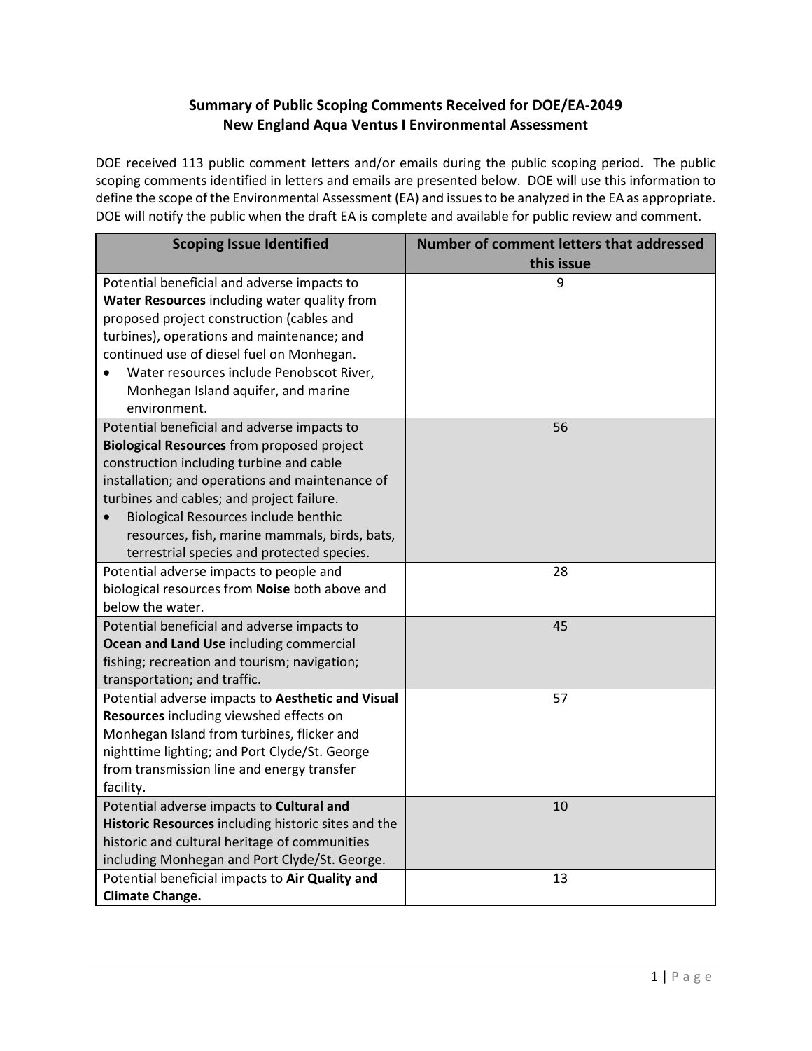# Summary of Public Scoping Comments Received for DOE/EA-2049
## New England Aqua Ventus I Environmental Assessment

DOE received 113 public comment letters and/or emails during the public scoping period. The public scoping comments identified in letters and emails are presented below. DOE will use this information to define the scope of the Environmental Assessment (EA) and issues to be analyzed in the EA as appropriate. DOE will notify the public when the draft EA is complete and available for public review and comment.

| Scoping Issue Identified | Number of comment letters that addressed this issue |
|---|---|
| Potential beneficial and adverse impacts to **Water Resources** including water quality from proposed project construction (cables and turbines), operations and maintenance; and continued use of diesel fuel on Monhegan. <br>• Water resources include Penobscot River, Monhegan Island aquifer, and marine environment. | 9 |
| Potential beneficial and adverse impacts to **Biological Resources** from proposed project construction including turbine and cable installation; and operations and maintenance of turbines and cables; and project failure. <br>• Biological Resources include benthic resources, fish, marine mammals, birds, bats, terrestrial species and protected species. | 56 |
| Potential adverse impacts to people and biological resources from **Noise** both above and below the water. | 28 |
| Potential beneficial and adverse impacts to **Ocean and Land Use** including commercial fishing; recreation and tourism; navigation; transportation; and traffic. | 45 |
| Potential adverse impacts to **Aesthetic and Visual Resources** including viewshed effects on Monhegan Island from turbines, flicker and nighttime lighting; and Port Clyde/St. George from transmission line and energy transfer facility. | 57 |
| Potential adverse impacts to **Cultural and Historic Resources** including historic sites and the historic and cultural heritage of communities including Monhegan and Port Clyde/St. George. | 10 |
| Potential beneficial impacts to **Air Quality and Climate Change.** | 13 |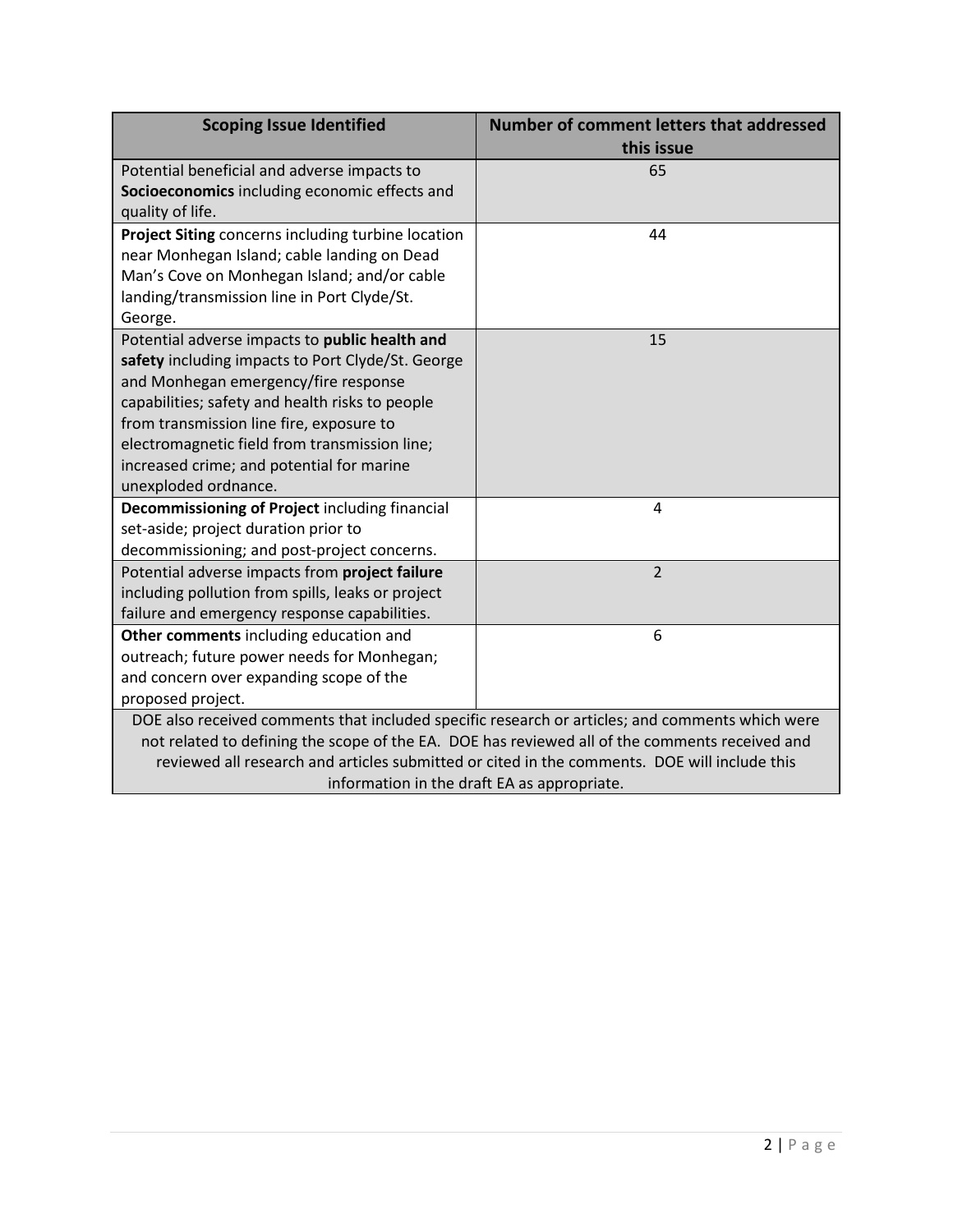| Scoping Issue Identified | Number of comment letters that addressed this issue |
|---|---|
| Potential beneficial and adverse impacts to **Socioeconomics** including economic effects and quality of life. | 65 |
| **Project Siting** concerns including turbine location near Monhegan Island; cable landing on Dead Man's Cove on Monhegan Island; and/or cable landing/transmission line in Port Clyde/St. George. | 44 |
| Potential adverse impacts to **public health and safety** including impacts to Port Clyde/St. George and Monhegan emergency/fire response capabilities; safety and health risks to people from transmission line fire, exposure to electromagnetic field from transmission line; increased crime; and potential for marine unexploded ordnance. | 15 |
| **Decommissioning of Project** including financial set-aside; project duration prior to decommissioning; and post-project concerns. | 4 |
| Potential adverse impacts from **project failure** including pollution from spills, leaks or project failure and emergency response capabilities. | 2 |
| **Other comments** including education and outreach; future power needs for Monhegan; and concern over expanding scope of the proposed project. | 6 |
| DOE also received comments that included specific research or articles; and comments which were not related to defining the scope of the EA. DOE has reviewed all of the comments received and reviewed all research and articles submitted or cited in the comments. DOE will include this information in the draft EA as appropriate. | |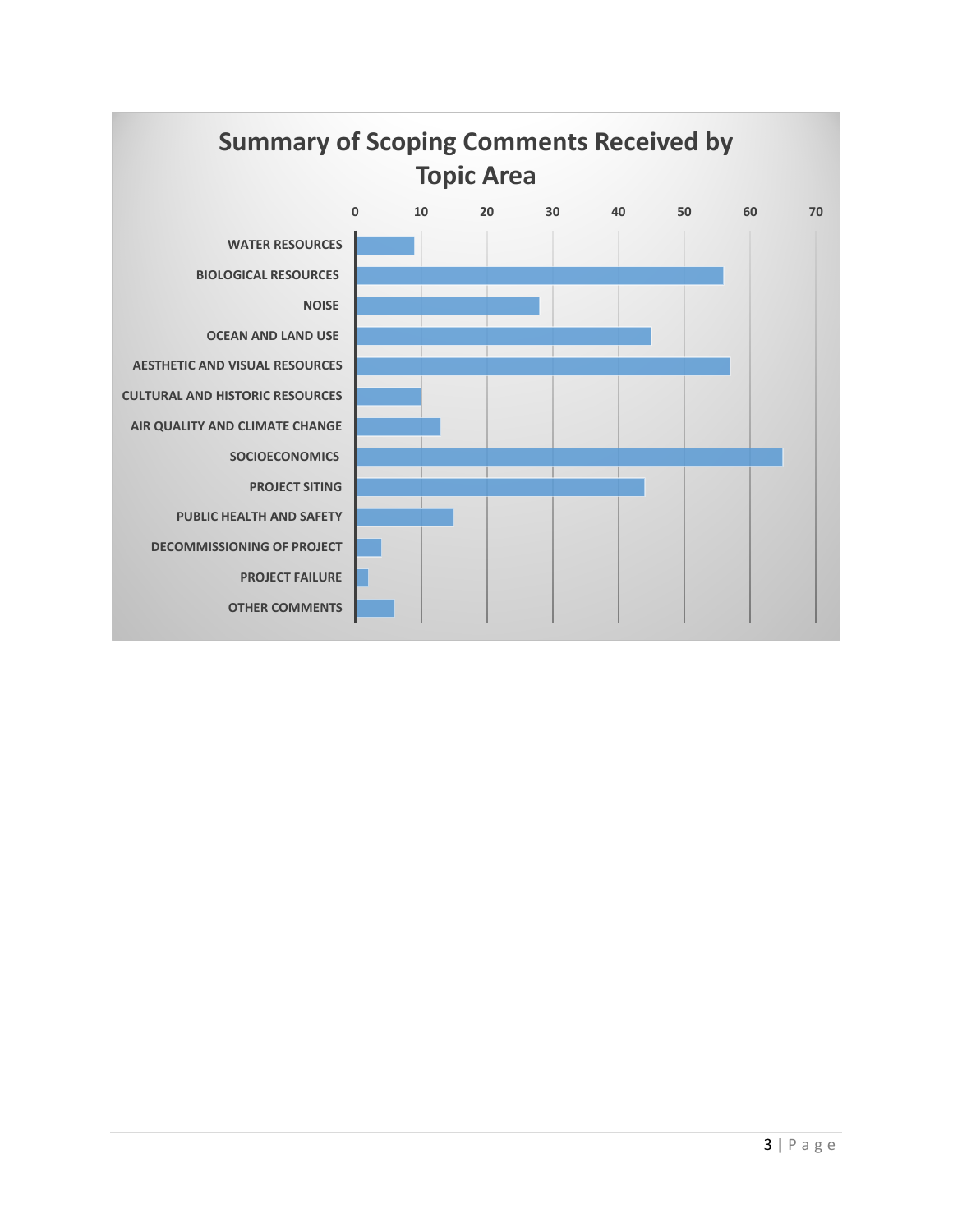## Summary of Scoping Comments Received by Topic Area

0
10
20
30
40
50
60
70

WATER RESOURCES
BIOLOGICAL RESOURCES
NOISE
OCEAN AND LAND USE
AESTHETIC AND VISUAL RESOURCES
CULTURAL AND HISTORIC RESOURCES
AIR QUALITY AND CLIMATE CHANGE
SOCIOECONOMICS
PROJECT SITING
PUBLIC HEALTH AND SAFETY
DECOMMISSIONING OF PROJECT
PROJECT FAILURE
OTHER COMMENTS